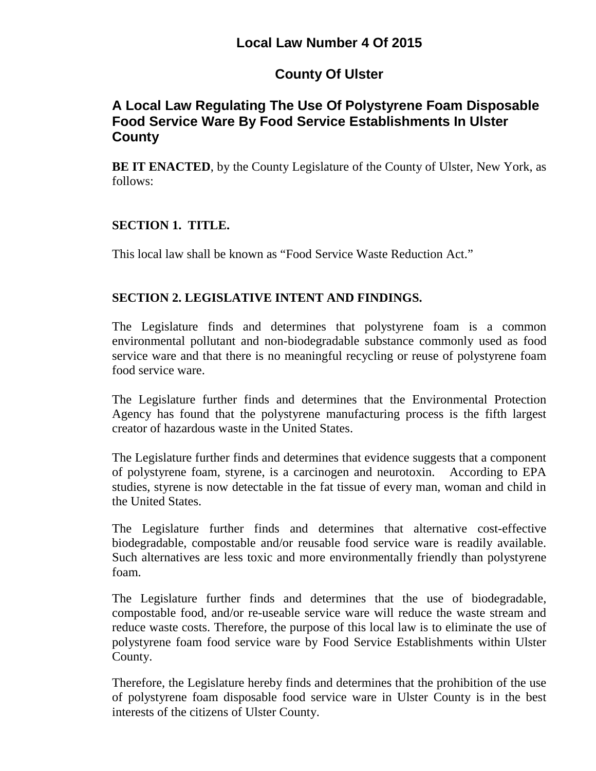# Local Law Number 4 Of 2015

# County Of Ulster

## A Local Law Regulating The Use Of Polystyrene Foam Disposable Food Service Ware By Food Service Establishments In Ulster County

**BE IT ENACTED**, by the County Legislature of the County of Ulster, New York, as follows:

### SECTION 1. TITLE.

This local law shall be known as "Food Service Waste Reduction Act."

### SECTION 2. LEGISLATIVE INTENT AND FINDINGS.

The Legislature finds and determines that polystyrene foam is a common environmental pollutant and non-biodegradable substance commonly used as food service ware and that there is no meaningful recycling or reuse of polystyrene foam food service ware.

The Legislature further finds and determines that the Environmental Protection Agency has found that the polystyrene manufacturing process is the fifth largest creator of hazardous waste in the United States.

The Legislature further finds and determines that evidence suggests that a component of polystyrene foam, styrene, is a carcinogen and neurotoxin. According to EPA studies, styrene is now detectable in the fat tissue of every man, woman and child in the United States.

The Legislature further finds and determines that alternative cost-effective biodegradable, compostable and/or reusable food service ware is readily available. Such alternatives are less toxic and more environmentally friendly than polystyrene foam.

The Legislature further finds and determines that the use of biodegradable, compostable food, and/or re-useable service ware will reduce the waste stream and reduce waste costs. Therefore, the purpose of this local law is to eliminate the use of polystyrene foam food service ware by Food Service Establishments within Ulster County.

Therefore, the Legislature hereby finds and determines that the prohibition of the use of polystyrene foam disposable food service ware in Ulster County is in the best interests of the citizens of Ulster County.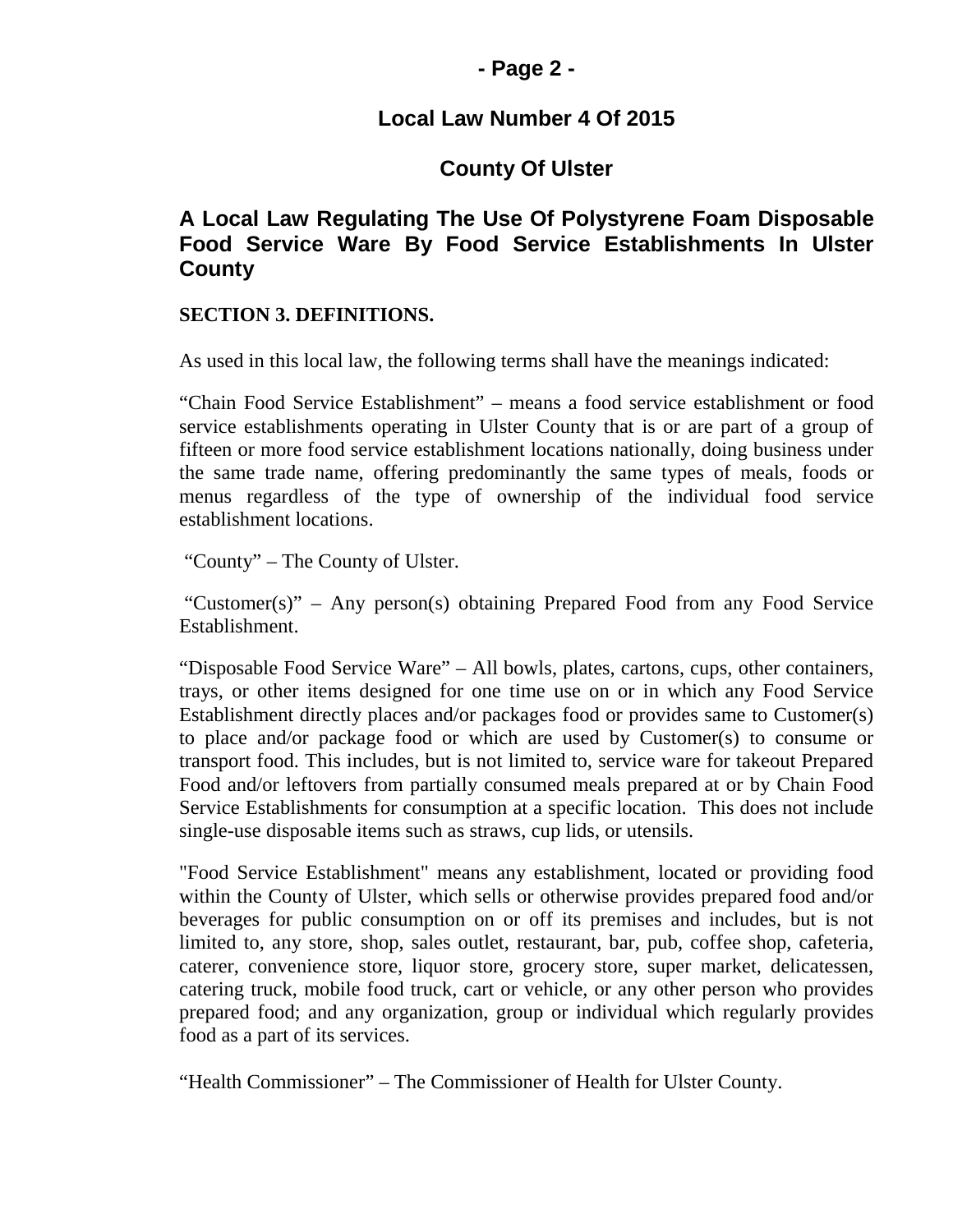## Local Law Number 4 Of 2015

## County Of Ulster

## A Local Law Regulating The Use Of Polystyrene Foam Disposable Food Service Ware By Food Service Establishments In Ulster County

**SECTION 3. DEFINITIONS.**

As used in this local law, the following terms shall have the meanings indicated:

"Chain Food Service Establishment" – means a food service establishment or food service establishments operating in Ulster County that is or are part of a group of fifteen or more food service establishment locations nationally, doing business under the same trade name, offering predominantly the same types of meals, foods or menus regardless of the type of ownership of the individual food service establishment locations.

"County" – The County of Ulster.

"Customer(s)" – Any person(s) obtaining Prepared Food from any Food Service Establishment.

"Disposable Food Service Ware" – All bowls, plates, cartons, cups, other containers, trays, or other items designed for one time use on or in which any Food Service Establishment directly places and/or packages food or provides same to Customer(s) to place and/or package food or which are used by Customer(s) to consume or transport food. This includes, but is not limited to, service ware for takeout Prepared Food and/or leftovers from partially consumed meals prepared at or by Chain Food Service Establishments for consumption at a specific location. This does not include single-use disposable items such as straws, cup lids, or utensils.

"Food Service Establishment" means any establishment, located or providing food within the County of Ulster, which sells or otherwise provides prepared food and/or beverages for public consumption on or off its premises and includes, but is not limited to, any store, shop, sales outlet, restaurant, bar, pub, coffee shop, cafeteria, caterer, convenience store, liquor store, grocery store, super market, delicatessen, catering truck, mobile food truck, cart or vehicle, or any other person who provides prepared food; and any organization, group or individual which regularly provides food as a part of its services.

"Health Commissioner" – The Commissioner of Health for Ulster County.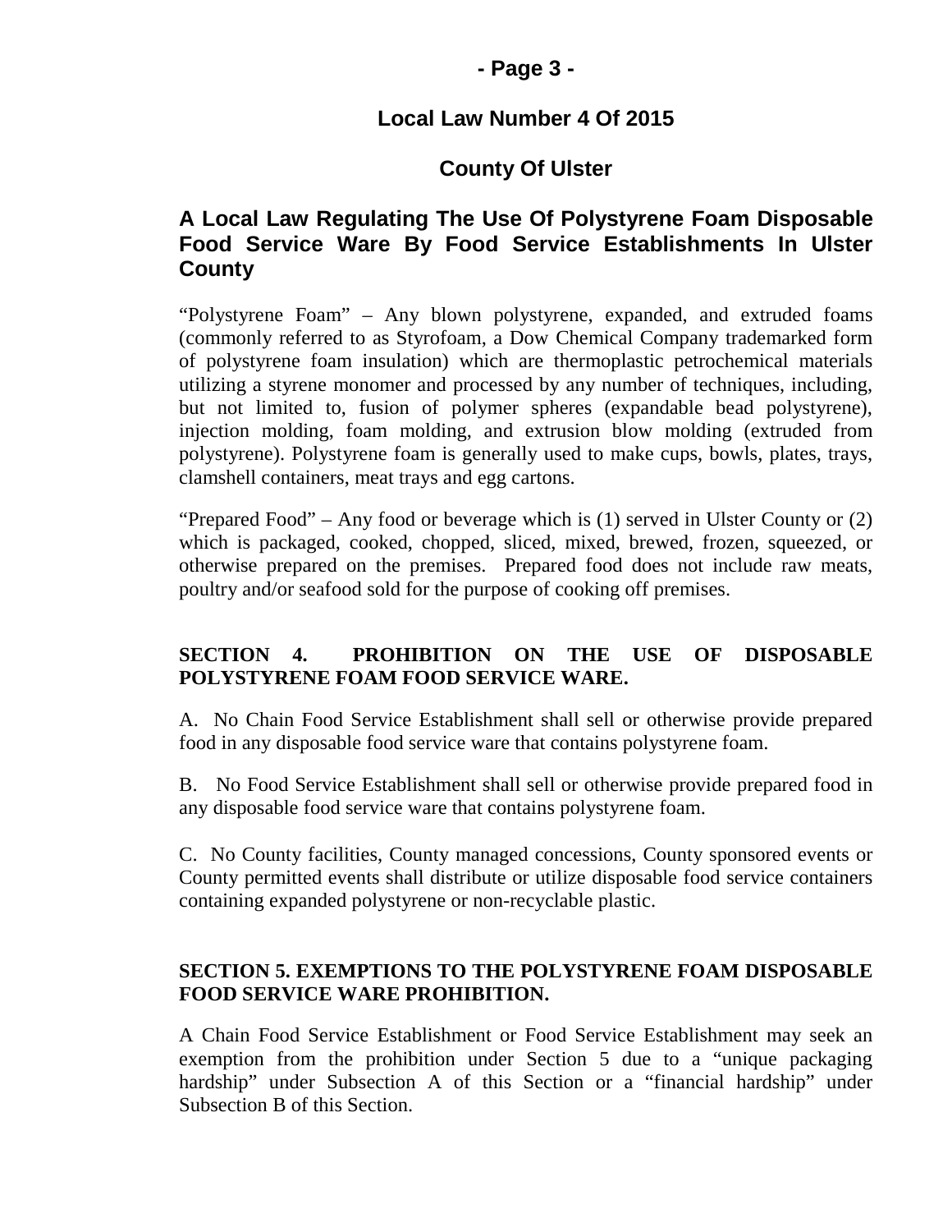## Local Law Number 4 Of 2015

## County Of Ulster

### A Local Law Regulating The Use Of Polystyrene Foam Disposable Food Service Ware By Food Service Establishments In Ulster County

"Polystyrene Foam" – Any blown polystyrene, expanded, and extruded foams (commonly referred to as Styrofoam, a Dow Chemical Company trademarked form of polystyrene foam insulation) which are thermoplastic petrochemical materials utilizing a styrene monomer and processed by any number of techniques, including, but not limited to, fusion of polymer spheres (expandable bead polystyrene), injection molding, foam molding, and extrusion blow molding (extruded from polystyrene). Polystyrene foam is generally used to make cups, bowls, plates, trays, clamshell containers, meat trays and egg cartons.

"Prepared Food" – Any food or beverage which is (1) served in Ulster County or (2) which is packaged, cooked, chopped, sliced, mixed, brewed, frozen, squeezed, or otherwise prepared on the premises. Prepared food does not include raw meats, poultry and/or seafood sold for the purpose of cooking off premises.

**SECTION 4. PROHIBITION ON THE USE OF DISPOSABLE POLYSTYRENE FOAM FOOD SERVICE WARE.**

A. No Chain Food Service Establishment shall sell or otherwise provide prepared food in any disposable food service ware that contains polystyrene foam.

B. No Food Service Establishment shall sell or otherwise provide prepared food in any disposable food service ware that contains polystyrene foam.

C. No County facilities, County managed concessions, County sponsored events or County permitted events shall distribute or utilize disposable food service containers containing expanded polystyrene or non-recyclable plastic.

**SECTION 5. EXEMPTIONS TO THE POLYSTYRENE FOAM DISPOSABLE FOOD SERVICE WARE PROHIBITION.**

A Chain Food Service Establishment or Food Service Establishment may seek an exemption from the prohibition under Section 5 due to a "unique packaging hardship" under Subsection A of this Section or a "financial hardship" under Subsection B of this Section.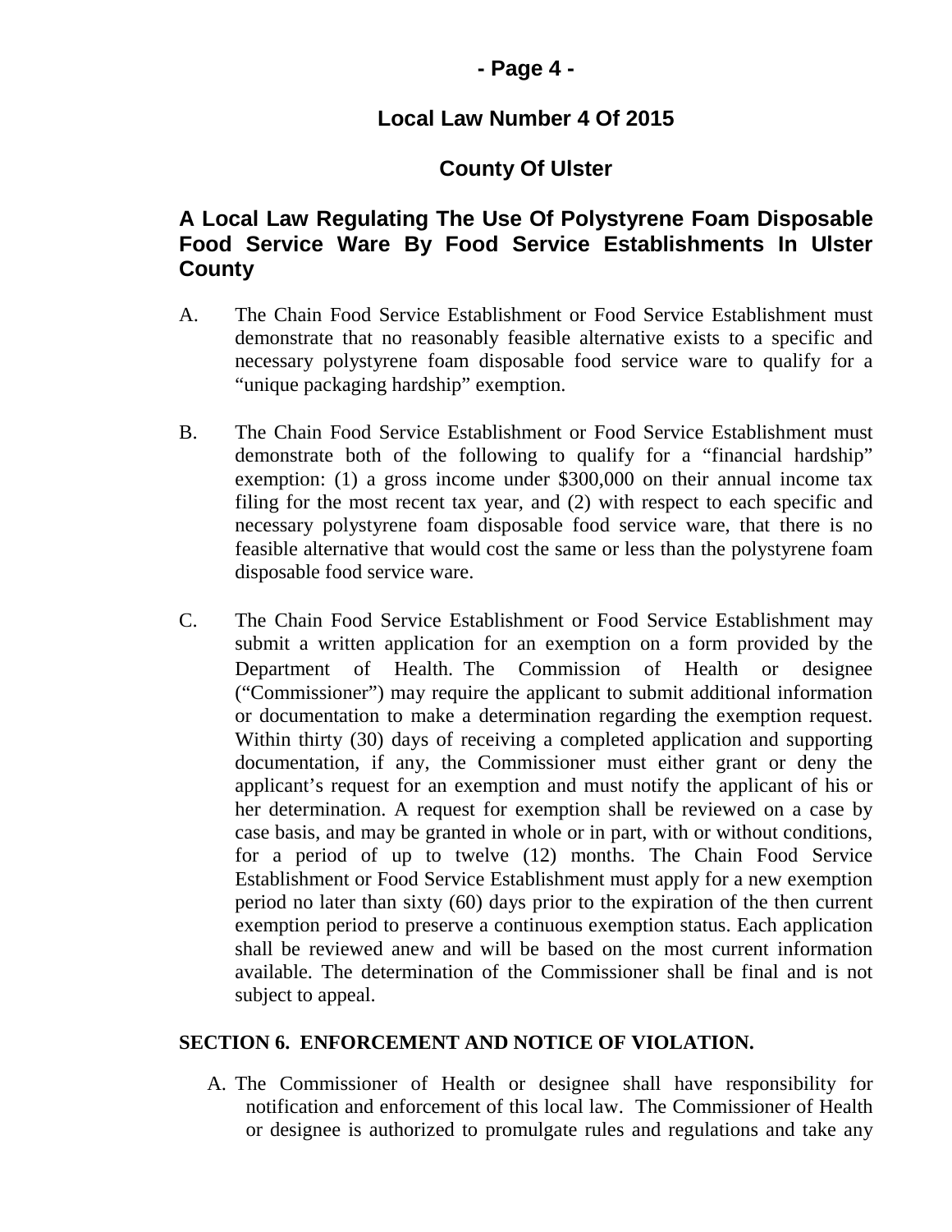A. The Chain Food Service Establishment or Food Service Establishment must demonstrate that no reasonably feasible alternative exists to a specific and necessary polystyrene foam disposable food service ware to qualify for a "unique packaging hardship" exemption.

B. The Chain Food Service Establishment or Food Service Establishment must demonstrate both of the following to qualify for a "financial hardship" exemption: (1) a gross income under $300,000 on their annual income tax filing for the most recent tax year, and (2) with respect to each specific and necessary polystyrene foam disposable food service ware, that there is no feasible alternative that would cost the same or less than the polystyrene foam disposable food service ware.

C. The Chain Food Service Establishment or Food Service Establishment may submit a written application for an exemption on a form provided by the Department of Health. The Commission of Health or designee ("Commissioner") may require the applicant to submit additional information or documentation to make a determination regarding the exemption request. Within thirty (30) days of receiving a completed application and supporting documentation, if any, the Commissioner must either grant or deny the applicant's request for an exemption and must notify the applicant of his or her determination. A request for exemption shall be reviewed on a case by case basis, and may be granted in whole or in part, with or without conditions, for a period of up to twelve (12) months. The Chain Food Service Establishment or Food Service Establishment must apply for a new exemption period no later than sixty (60) days prior to the expiration of the then current exemption period to preserve a continuous exemption status. Each application shall be reviewed anew and will be based on the most current information available. The determination of the Commissioner shall be final and is not subject to appeal.

## SECTION 6. ENFORCEMENT AND NOTICE OF VIOLATION.

A. The Commissioner of Health or designee shall have responsibility for notification and enforcement of this local law. The Commissioner of Health or designee is authorized to promulgate rules and regulations and take any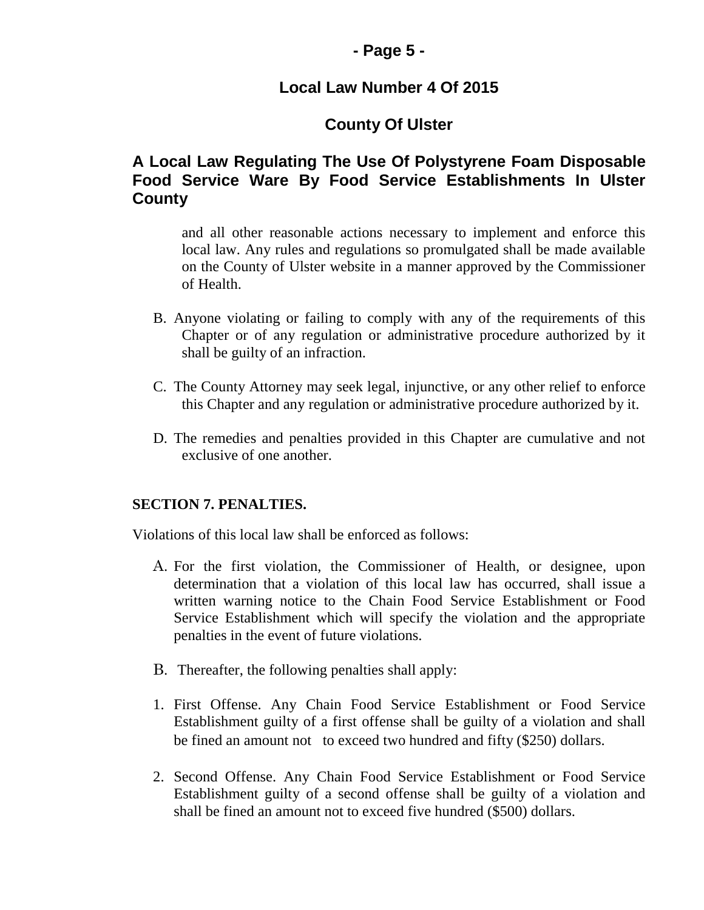and all other reasonable actions necessary to implement and enforce this local law. Any rules and regulations so promulgated shall be made available on the County of Ulster website in a manner approved by the Commissioner of Health.

B. Anyone violating or failing to comply with any of the requirements of this Chapter or of any regulation or administrative procedure authorized by it shall be guilty of an infraction.

C. The County Attorney may seek legal, injunctive, or any other relief to enforce this Chapter and any regulation or administrative procedure authorized by it.

D. The remedies and penalties provided in this Chapter are cumulative and not exclusive of one another.

**SECTION 7. PENALTIES.**

Violations of this local law shall be enforced as follows:

A. For the first violation, the Commissioner of Health, or designee, upon determination that a violation of this local law has occurred, shall issue a written warning notice to the Chain Food Service Establishment or Food Service Establishment which will specify the violation and the appropriate penalties in the event of future violations.

B. Thereafter, the following penalties shall apply:

1. First Offense. Any Chain Food Service Establishment or Food Service Establishment guilty of a first offense shall be guilty of a violation and shall be fined an amount not to exceed two hundred and fifty ($250) dollars.

2. Second Offense. Any Chain Food Service Establishment or Food Service Establishment guilty of a second offense shall be guilty of a violation and shall be fined an amount not to exceed five hundred ($500) dollars.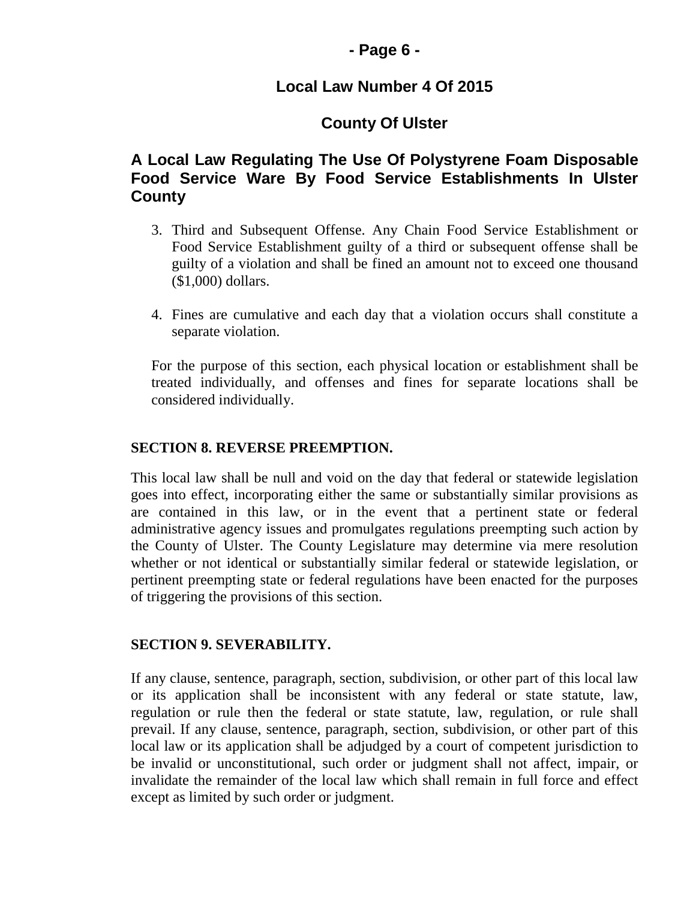3. Third and Subsequent Offense. Any Chain Food Service Establishment or Food Service Establishment guilty of a third or subsequent offense shall be guilty of a violation and shall be fined an amount not to exceed one thousand ($1,000) dollars.

4. Fines are cumulative and each day that a violation occurs shall constitute a separate violation.

For the purpose of this section, each physical location or establishment shall be treated individually, and offenses and fines for separate locations shall be considered individually.

**SECTION 8. REVERSE PREEMPTION.**

This local law shall be null and void on the day that federal or statewide legislation goes into effect, incorporating either the same or substantially similar provisions as are contained in this law, or in the event that a pertinent state or federal administrative agency issues and promulgates regulations preempting such action by the County of Ulster. The County Legislature may determine via mere resolution whether or not identical or substantially similar federal or statewide legislation, or pertinent preempting state or federal regulations have been enacted for the purposes of triggering the provisions of this section.

**SECTION 9. SEVERABILITY.**

If any clause, sentence, paragraph, section, subdivision, or other part of this local law or its application shall be inconsistent with any federal or state statute, law, regulation or rule then the federal or state statute, law, regulation, or rule shall prevail. If any clause, sentence, paragraph, section, subdivision, or other part of this local law or its application shall be adjudged by a court of competent jurisdiction to be invalid or unconstitutional, such order or judgment shall not affect, impair, or invalidate the remainder of the local law which shall remain in full force and effect except as limited by such order or judgment.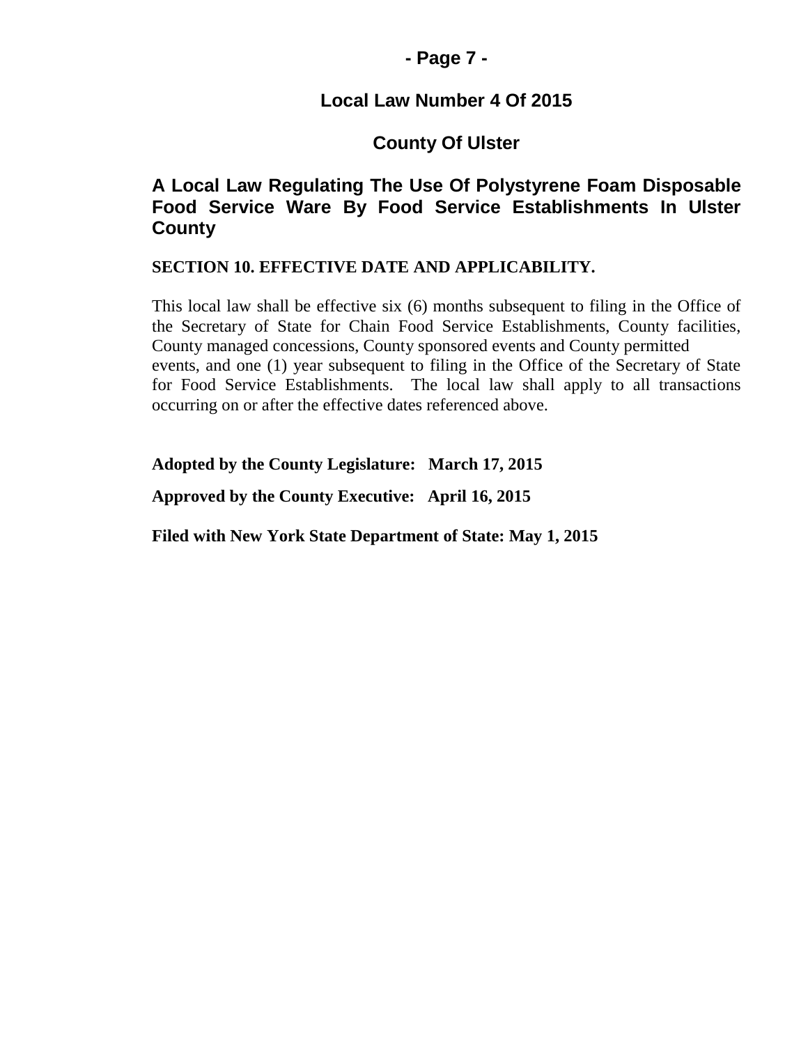## Local Law Number 4 Of 2015

## County Of Ulster

## A Local Law Regulating The Use Of Polystyrene Foam Disposable Food Service Ware By Food Service Establishments In Ulster County

**SECTION 10. EFFECTIVE DATE AND APPLICABILITY.**

This local law shall be effective six (6) months subsequent to filing in the Office of the Secretary of State for Chain Food Service Establishments, County facilities, County managed concessions, County sponsored events and County permitted events, and one (1) year subsequent to filing in the Office of the Secretary of State for Food Service Establishments. The local law shall apply to all transactions occurring on or after the effective dates referenced above.

**Adopted by the County Legislature: March 17, 2015**

**Approved by the County Executive: April 16, 2015**

**Filed with New York State Department of State: May 1, 2015**